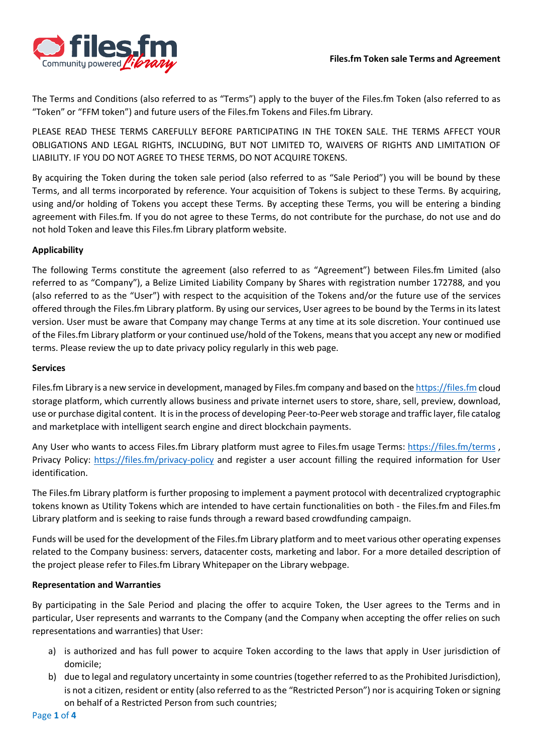**Files.fm Token sale Terms and Agreement**

The Terms and Conditions (also referred to as "Terms") apply to the buyer of the Files.fm Token (also referred to as "Token" or "FFM token") and future users of the Files.fm Tokens and Files.fm Library.

PLEASE READ THESE TERMS CAREFULLY BEFORE PARTICIPATING IN THE TOKEN SALE. THE TERMS AFFECT YOUR OBLIGATIONS AND LEGAL RIGHTS, INCLUDING, BUT NOT LIMITED TO, WAIVERS OF RIGHTS AND LIMITATION OF LIABILITY. IF YOU DO NOT AGREE TO THESE TERMS, DO NOT ACQUIRE TOKENS.

By acquiring the Token during the token sale period (also referred to as "Sale Period") you will be bound by these Terms, and all terms incorporated by reference. Your acquisition of Tokens is subject to these Terms. By acquiring, using and/or holding of Tokens you accept these Terms. By accepting these Terms, you will be entering a binding agreement with Files.fm. If you do not agree to these Terms, do not contribute for the purchase, do not use and do not hold Token and leave this Files.fm Library platform website.

**Applicability**

The following Terms constitute the agreement (also referred to as "Agreement") between Files.fm Limited (also referred to as "Company"), a Belize Limited Liability Company by Shares with registration number 172788, and you (also referred to as the "User") with respect to the acquisition of the Tokens and/or the future use of the services offered through the Files.fm Library platform. By using our services, User agrees to be bound by the Terms in its latest version. User must be aware that Company may change Terms at any time at its sole discretion. Your continued use of the Files.fm Library platform or your continued use/hold of the Tokens, means that you accept any new or modified terms. Please review the up to date privacy policy regularly in this web page.

**Services**

Files.fm Library is a new service in development, managed by Files.fm company and based on the https://files.fm cloud storage platform, which currently allows business and private internet users to store, share, sell, preview, download, use or purchase digital content. It is in the process of developing Peer-to-Peer web storage and traffic layer, file catalog and marketplace with intelligent search engine and direct blockchain payments.

Any User who wants to access Files.fm Library platform must agree to Files.fm usage Terms: https://files.fm/terms , Privacy Policy: https://files.fm/privacy-policy and register a user account filling the required information for User identification.

The Files.fm Library platform is further proposing to implement a payment protocol with decentralized cryptographic tokens known as Utility Tokens which are intended to have certain functionalities on both - the Files.fm and Files.fm Library platform and is seeking to raise funds through a reward based crowdfunding campaign.

Funds will be used for the development of the Files.fm Library platform and to meet various other operating expenses related to the Company business: servers, datacenter costs, marketing and labor. For a more detailed description of the project please refer to Files.fm Library Whitepaper on the Library webpage.

**Representation and Warranties**

By participating in the Sale Period and placing the offer to acquire Token, the User agrees to the Terms and in particular, User represents and warrants to the Company (and the Company when accepting the offer relies on such representations and warranties) that User:

a) is authorized and has full power to acquire Token according to the laws that apply in User jurisdiction of domicile;
b) due to legal and regulatory uncertainty in some countries (together referred to as the Prohibited Jurisdiction), is not a citizen, resident or entity (also referred to as the "Restricted Person") nor is acquiring Token or signing on behalf of a Restricted Person from such countries;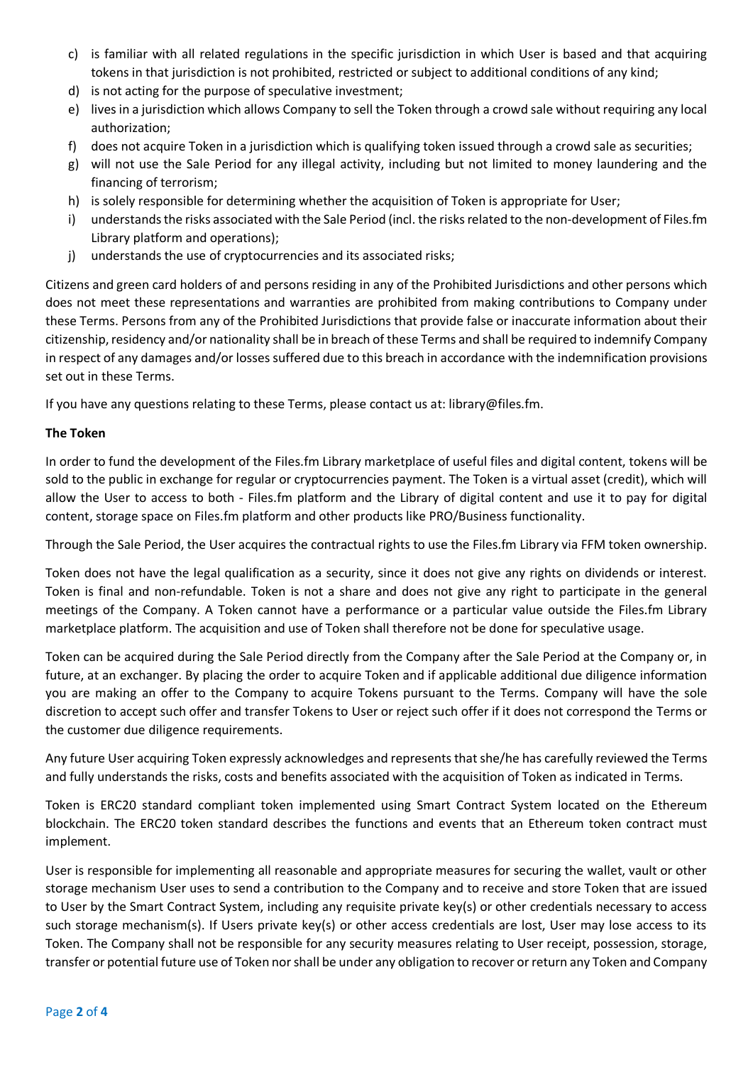c) is familiar with all related regulations in the specific jurisdiction in which User is based and that acquiring tokens in that jurisdiction is not prohibited, restricted or subject to additional conditions of any kind;
d) is not acting for the purpose of speculative investment;
e) lives in a jurisdiction which allows Company to sell the Token through a crowd sale without requiring any local authorization;
f) does not acquire Token in a jurisdiction which is qualifying token issued through a crowd sale as securities;
g) will not use the Sale Period for any illegal activity, including but not limited to money laundering and the financing of terrorism;
h) is solely responsible for determining whether the acquisition of Token is appropriate for User;
i) understands the risks associated with the Sale Period (incl. the risks related to the non-development of Files.fm Library platform and operations);
j) understands the use of cryptocurrencies and its associated risks;

Citizens and green card holders of and persons residing in any of the Prohibited Jurisdictions and other persons which does not meet these representations and warranties are prohibited from making contributions to Company under these Terms. Persons from any of the Prohibited Jurisdictions that provide false or inaccurate information about their citizenship, residency and/or nationality shall be in breach of these Terms and shall be required to indemnify Company in respect of any damages and/or losses suffered due to this breach in accordance with the indemnification provisions set out in these Terms.

If you have any questions relating to these Terms, please contact us at: library@files.fm.

**The Token**

In order to fund the development of the Files.fm Library marketplace of useful files and digital content, tokens will be sold to the public in exchange for regular or cryptocurrencies payment. The Token is a virtual asset (credit), which will allow the User to access to both - Files.fm platform and the Library of digital content and use it to pay for digital content, storage space on Files.fm platform and other products like PRO/Business functionality.

Through the Sale Period, the User acquires the contractual rights to use the Files.fm Library via FFM token ownership.

Token does not have the legal qualification as a security, since it does not give any rights on dividends or interest. Token is final and non-refundable. Token is not a share and does not give any right to participate in the general meetings of the Company. A Token cannot have a performance or a particular value outside the Files.fm Library marketplace platform. The acquisition and use of Token shall therefore not be done for speculative usage.

Token can be acquired during the Sale Period directly from the Company after the Sale Period at the Company or, in future, at an exchanger. By placing the order to acquire Token and if applicable additional due diligence information you are making an offer to the Company to acquire Tokens pursuant to the Terms. Company will have the sole discretion to accept such offer and transfer Tokens to User or reject such offer if it does not correspond the Terms or the customer due diligence requirements.

Any future User acquiring Token expressly acknowledges and represents that she/he has carefully reviewed the Terms and fully understands the risks, costs and benefits associated with the acquisition of Token as indicated in Terms.

Token is ERC20 standard compliant token implemented using Smart Contract System located on the Ethereum blockchain. The ERC20 token standard describes the functions and events that an Ethereum token contract must implement.

User is responsible for implementing all reasonable and appropriate measures for securing the wallet, vault or other storage mechanism User uses to send a contribution to the Company and to receive and store Token that are issued to User by the Smart Contract System, including any requisite private key(s) or other credentials necessary to access such storage mechanism(s). If Users private key(s) or other access credentials are lost, User may lose access to its Token. The Company shall not be responsible for any security measures relating to User receipt, possession, storage, transfer or potential future use of Token nor shall be under any obligation to recover or return any Token and Company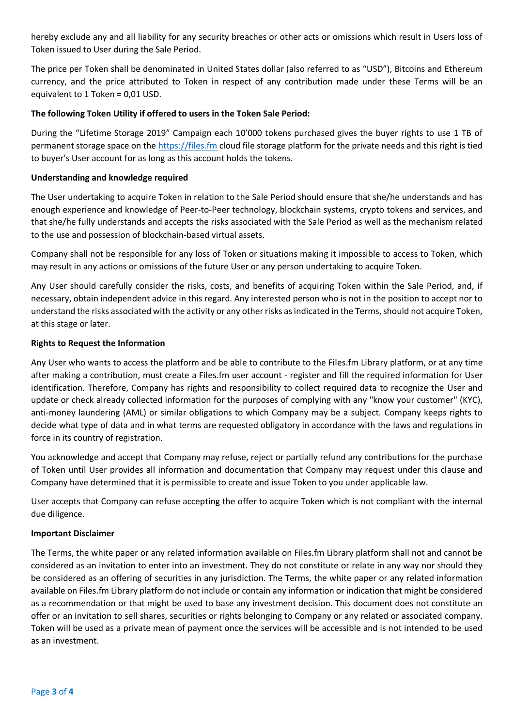hereby exclude any and all liability for any security breaches or other acts or omissions which result in Users loss of Token issued to User during the Sale Period.

The price per Token shall be denominated in United States dollar (also referred to as "USD"), Bitcoins and Ethereum currency, and the price attributed to Token in respect of any contribution made under these Terms will be an equivalent to 1 Token = 0,01 USD.

**The following Token Utility if offered to users in the Token Sale Period:**

During the "Lifetime Storage 2019" Campaign each 10'000 tokens purchased gives the buyer rights to use 1 TB of permanent storage space on the [https://files.fm](https://files.fm) cloud file storage platform for the private needs and this right is tied to buyer's User account for as long as this account holds the tokens.

**Understanding and knowledge required**

The User undertaking to acquire Token in relation to the Sale Period should ensure that she/he understands and has enough experience and knowledge of Peer-to-Peer technology, blockchain systems, crypto tokens and services, and that she/he fully understands and accepts the risks associated with the Sale Period as well as the mechanism related to the use and possession of blockchain-based virtual assets.

Company shall not be responsible for any loss of Token or situations making it impossible to access to Token, which may result in any actions or omissions of the future User or any person undertaking to acquire Token.

Any User should carefully consider the risks, costs, and benefits of acquiring Token within the Sale Period, and, if necessary, obtain independent advice in this regard. Any interested person who is not in the position to accept nor to understand the risks associated with the activity or any other risks as indicated in the Terms, should not acquire Token, at this stage or later.

**Rights to Request the Information**

Any User who wants to access the platform and be able to contribute to the Files.fm Library platform, or at any time after making a contribution, must create a Files.fm user account - register and fill the required information for User identification. Therefore, Company has rights and responsibility to collect required data to recognize the User and update or check already collected information for the purposes of complying with any "know your customer" (KYC), anti-money laundering (AML) or similar obligations to which Company may be a subject. Company keeps rights to decide what type of data and in what terms are requested obligatory in accordance with the laws and regulations in force in its country of registration.

You acknowledge and accept that Company may refuse, reject or partially refund any contributions for the purchase of Token until User provides all information and documentation that Company may request under this clause and Company have determined that it is permissible to create and issue Token to you under applicable law.

User accepts that Company can refuse accepting the offer to acquire Token which is not compliant with the internal due diligence.

**Important Disclaimer**

The Terms, the white paper or any related information available on Files.fm Library platform shall not and cannot be considered as an invitation to enter into an investment. They do not constitute or relate in any way nor should they be considered as an offering of securities in any jurisdiction. The Terms, the white paper or any related information available on Files.fm Library platform do not include or contain any information or indication that might be considered as a recommendation or that might be used to base any investment decision. This document does not constitute an offer or an invitation to sell shares, securities or rights belonging to Company or any related or associated company. Token will be used as a private mean of payment once the services will be accessible and is not intended to be used as an investment.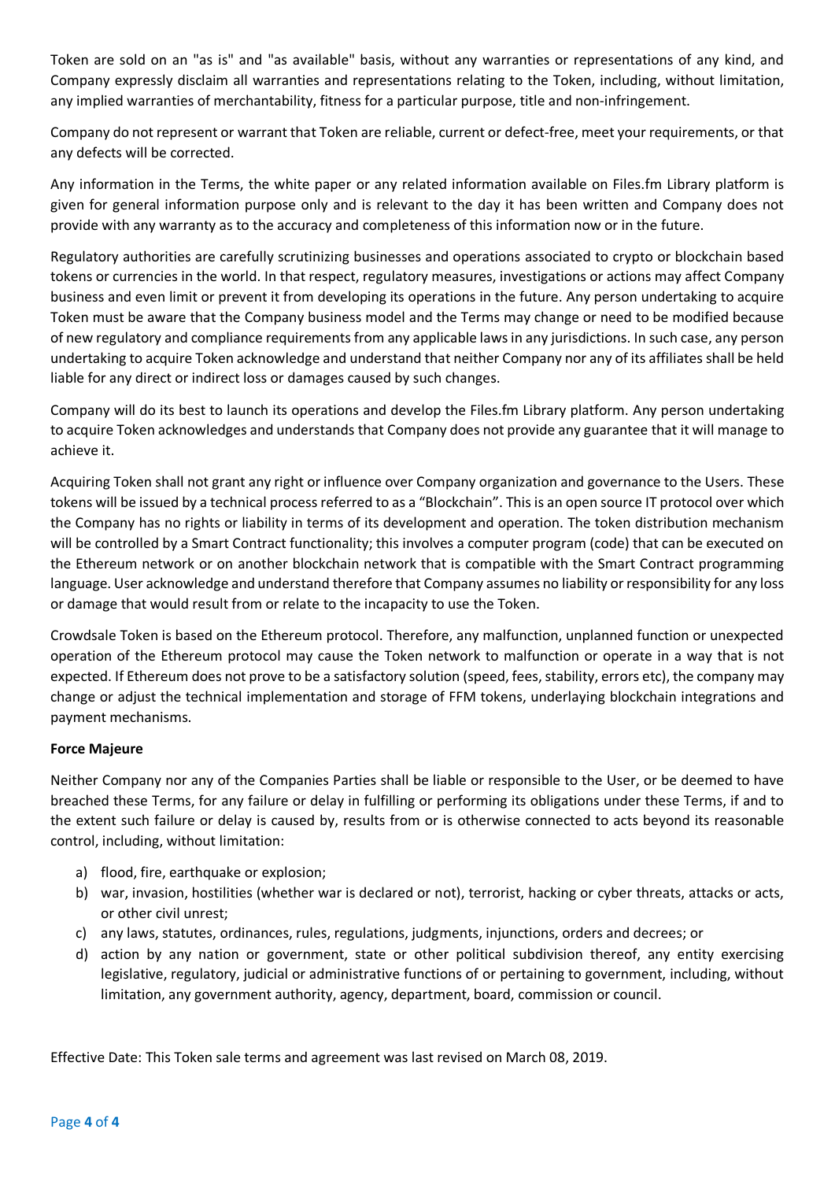Token are sold on an "as is" and "as available" basis, without any warranties or representations of any kind, and Company expressly disclaim all warranties and representations relating to the Token, including, without limitation, any implied warranties of merchantability, fitness for a particular purpose, title and non-infringement.

Company do not represent or warrant that Token are reliable, current or defect-free, meet your requirements, or that any defects will be corrected.

Any information in the Terms, the white paper or any related information available on Files.fm Library platform is given for general information purpose only and is relevant to the day it has been written and Company does not provide with any warranty as to the accuracy and completeness of this information now or in the future.

Regulatory authorities are carefully scrutinizing businesses and operations associated to crypto or blockchain based tokens or currencies in the world. In that respect, regulatory measures, investigations or actions may affect Company business and even limit or prevent it from developing its operations in the future. Any person undertaking to acquire Token must be aware that the Company business model and the Terms may change or need to be modified because of new regulatory and compliance requirements from any applicable laws in any jurisdictions. In such case, any person undertaking to acquire Token acknowledge and understand that neither Company nor any of its affiliates shall be held liable for any direct or indirect loss or damages caused by such changes.

Company will do its best to launch its operations and develop the Files.fm Library platform. Any person undertaking to acquire Token acknowledges and understands that Company does not provide any guarantee that it will manage to achieve it.

Acquiring Token shall not grant any right or influence over Company organization and governance to the Users. These tokens will be issued by a technical process referred to as a "Blockchain". This is an open source IT protocol over which the Company has no rights or liability in terms of its development and operation. The token distribution mechanism will be controlled by a Smart Contract functionality; this involves a computer program (code) that can be executed on the Ethereum network or on another blockchain network that is compatible with the Smart Contract programming language. User acknowledge and understand therefore that Company assumes no liability or responsibility for any loss or damage that would result from or relate to the incapacity to use the Token.

Crowdsale Token is based on the Ethereum protocol. Therefore, any malfunction, unplanned function or unexpected operation of the Ethereum protocol may cause the Token network to malfunction or operate in a way that is not expected. If Ethereum does not prove to be a satisfactory solution (speed, fees, stability, errors etc), the company may change or adjust the technical implementation and storage of FFM tokens, underlaying blockchain integrations and payment mechanisms.

**Force Majeure**

Neither Company nor any of the Companies Parties shall be liable or responsible to the User, or be deemed to have breached these Terms, for any failure or delay in fulfilling or performing its obligations under these Terms, if and to the extent such failure or delay is caused by, results from or is otherwise connected to acts beyond its reasonable control, including, without limitation:

a) flood, fire, earthquake or explosion;
b) war, invasion, hostilities (whether war is declared or not), terrorist, hacking or cyber threats, attacks or acts, or other civil unrest;
c) any laws, statutes, ordinances, rules, regulations, judgments, injunctions, orders and decrees; or
d) action by any nation or government, state or other political subdivision thereof, any entity exercising legislative, regulatory, judicial or administrative functions of or pertaining to government, including, without limitation, any government authority, agency, department, board, commission or council.

Effective Date: This Token sale terms and agreement was last revised on March 08, 2019.